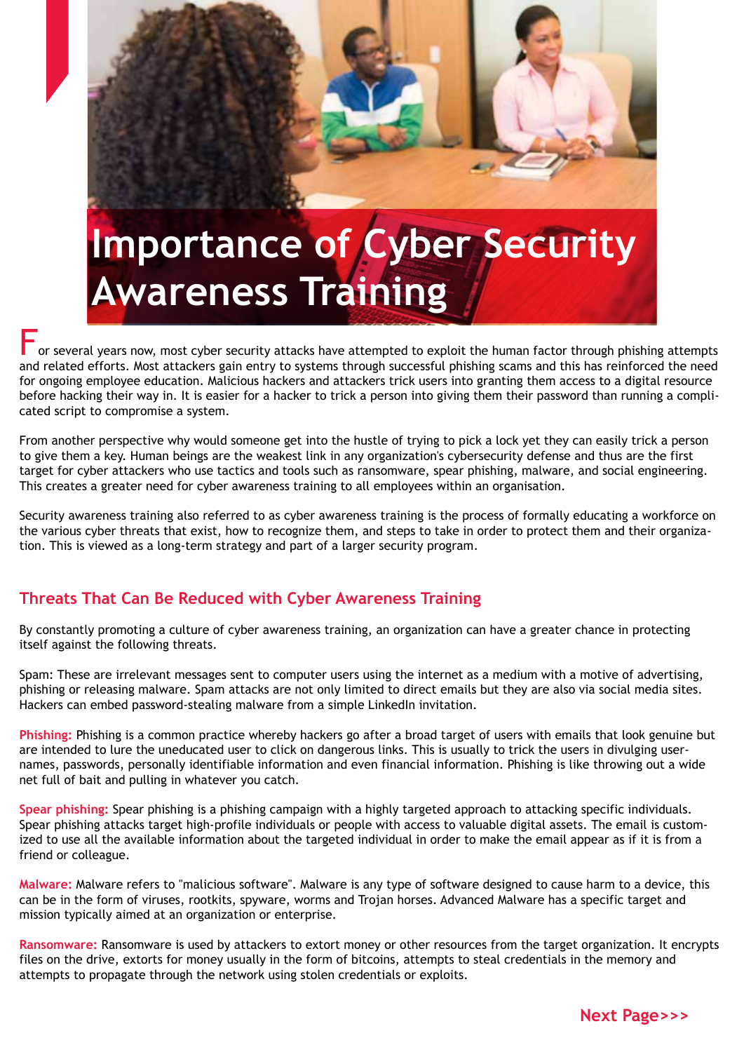# Importance of Cyber Security Awareness Training

For several years now, most cyber security attacks have attempted to exploit the human factor through phishing attempts and related efforts. Most attackers gain entry to systems through successful phishing scams and this has reinforced the need for ongoing employee education. Malicious hackers and attackers trick users into granting them access to a digital resource before hacking their way in. It is easier for a hacker to trick a person into giving them their password than running a complicated script to compromise a system.

From another perspective why would someone get into the hustle of trying to pick a lock yet they can easily trick a person to give them a key. Human beings are the weakest link in any organization's cybersecurity defense and thus are the first target for cyber attackers who use tactics and tools such as ransomware, spear phishing, malware, and social engineering. This creates a greater need for cyber awareness training to all employees within an organisation.

Security awareness training also referred to as cyber awareness training is the process of formally educating a workforce on the various cyber threats that exist, how to recognize them, and steps to take in order to protect them and their organization. This is viewed as a long-term strategy and part of a larger security program.

## Threats That Can Be Reduced with Cyber Awareness Training

By constantly promoting a culture of cyber awareness training, an organization can have a greater chance in protecting itself against the following threats.

Spam: These are irrelevant messages sent to computer users using the internet as a medium with a motive of advertising, phishing or releasing malware. Spam attacks are not only limited to direct emails but they are also via social media sites. Hackers can embed password-stealing malware from a simple LinkedIn invitation.

**Phishing:** Phishing is a common practice whereby hackers go after a broad target of users with emails that look genuine but are intended to lure the uneducated user to click on dangerous links. This is usually to trick the users in divulging usernames, passwords, personally identifiable information and even financial information. Phishing is like throwing out a wide net full of bait and pulling in whatever you catch.

**Spear phishing:** Spear phishing is a phishing campaign with a highly targeted approach to attacking specific individuals. Spear phishing attacks target high-profile individuals or people with access to valuable digital assets. The email is customized to use all the available information about the targeted individual in order to make the email appear as if it is from a friend or colleague.

**Malware:** Malware refers to "malicious software". Malware is any type of software designed to cause harm to a device, this can be in the form of viruses, rootkits, spyware, worms and Trojan horses. Advanced Malware has a specific target and mission typically aimed at an organization or enterprise.

**Ransomware:** Ransomware is used by attackers to extort money or other resources from the target organization. It encrypts files on the drive, extorts for money usually in the form of bitcoins, attempts to steal credentials in the memory and attempts to propagate through the network using stolen credentials or exploits.

**Next Page>>>**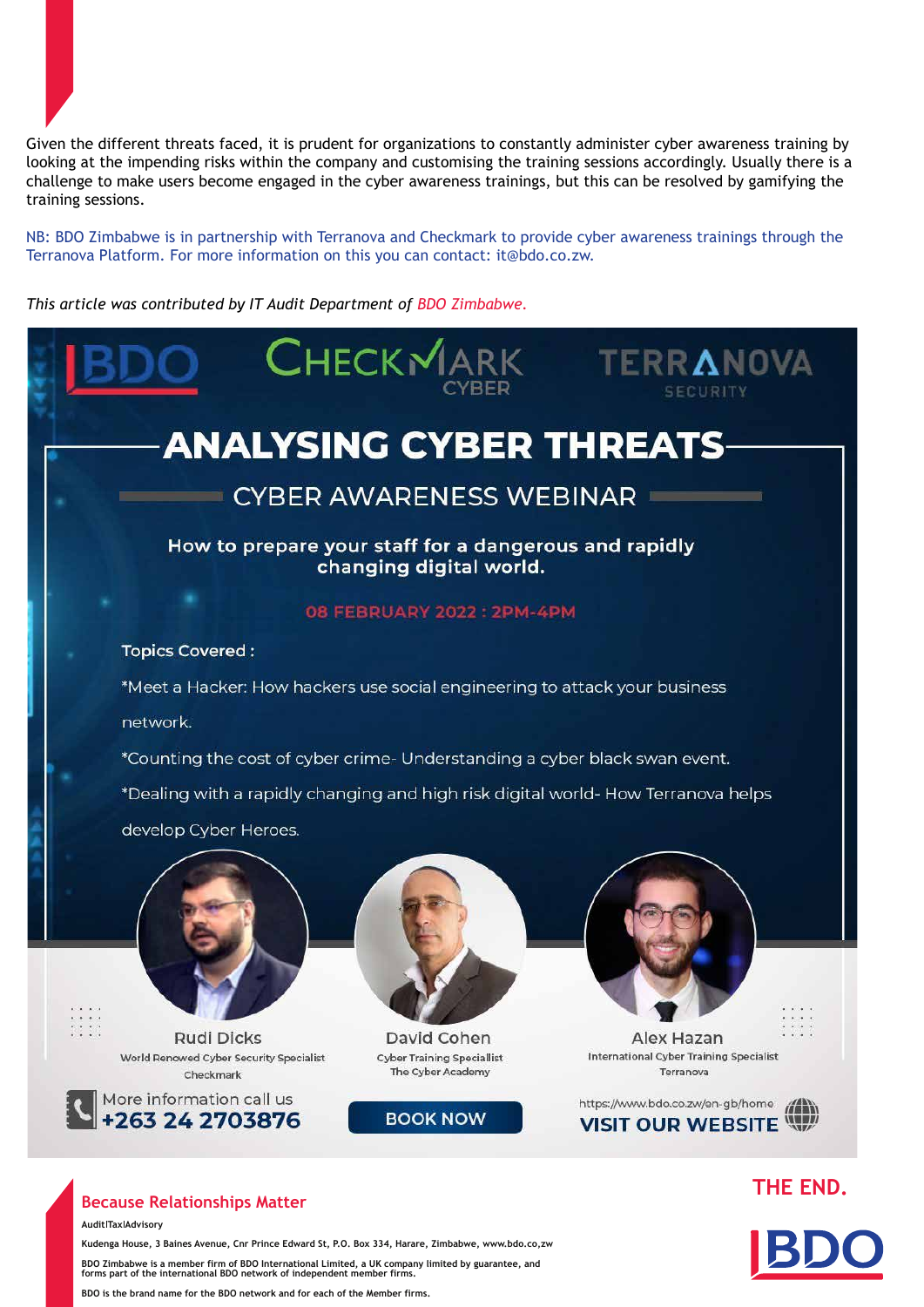Given the different threats faced, it is prudent for organizations to constantly administer cyber awareness training by looking at the impending risks within the company and customising the training sessions accordingly. Usually there is a challenge to make users become engaged in the cyber awareness trainings, but this can be resolved by gamifying the training sessions.

NB: BDO Zimbabwe is in partnership with Terranova and Checkmark to provide cyber awareness trainings through the Terranova Platform. For more information on this you can contact: it@bdo.co.zw.

*This article was contributed by IT Audit Department of BDO Zimbabwe.*

BDO | CHECKMARK CYBER | TERRANOVA SECURITY

# ANALYSING CYBER THREATS

## CYBER AWARENESS WEBINAR

**How to prepare your staff for a dangerous and rapidly changing digital world.**

**08 FEBRUARY 2022 : 2PM-4PM**

**Topics Covered :**

*Meet a Hacker: How hackers use social engineering to attack your business network.

*Counting the cost of cyber crime- Understanding a cyber black swan event.

*Dealing with a rapidly changing and high risk digital world- How Terranova helps develop Cyber Heroes.

Rudi Dicks
World Renowned Cyber Security Specialist
Checkmark

David Cohen
Cyber Training Specialist
The Cyber Academy

Alex Hazan
International Cyber Training Specialist
Terranova

More information call us
**+263 24 2703876**

**BOOK NOW**

https://www.bdo.co.zw/en-gb/home
**VISIT OUR WEBSITE**

**THE END.**

**Because Relationships Matter**

Audit|Tax|Advisory

Kudenga House, 3 Baines Avenue, Cnr Prince Edward St, P.O. Box 334, Harare, Zimbabwe, www.bdo.co,zw

BDO Zimbabwe is a member firm of BDO International Limited, a UK company limited by guarantee, and forms part of the international BDO network of independent member firms.

BDO is the brand name for the BDO network and for each of the Member firms.